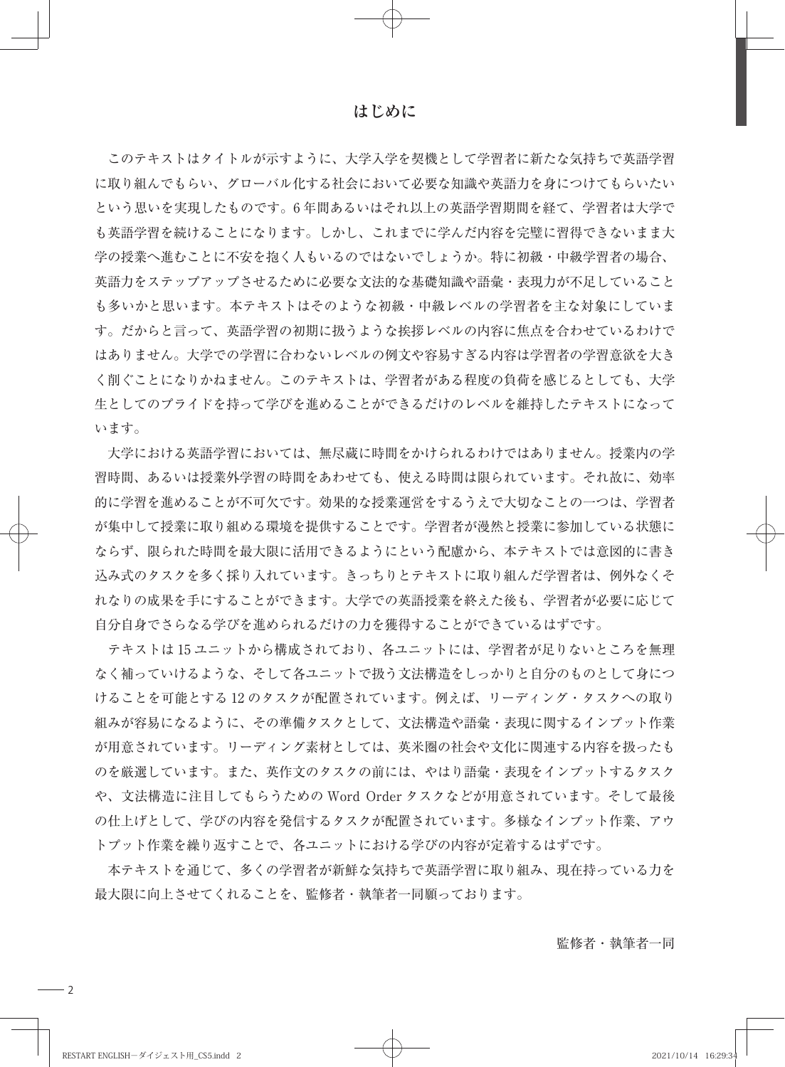# はじめに

このテキストはタイトルが示すように、大学入学を契機として学習者に新たな気持ちで英語学習に取り組んでもらい、グローバル化する社会において必要な知識や英語力を身につけてもらいたいという思いを実現したものです。6年間あるいはそれ以上の英語学習期間を経て、学習者は大学でも英語学習を続けることになります。しかし、これまでに学んだ内容を完璧に習得できないまま大学の授業へ進むことに不安を抱く人もいるのではないでしょうか。特に初級・中級学習者の場合、英語力をステップアップさせるために必要な文法的な基礎知識や語彙・表現力が不足していることも多いかと思います。本テキストはそのような初級・中級レベルの学習者を主な対象にしています。だからと言って、英語学習の初期に扱うような挨拶レベルの内容に焦点を合わせているわけではありません。大学での学習に合わないレベルの例文や容易すぎる内容は学習者の学習意欲を大きく削ぐことになりかねません。このテキストは、学習者がある程度の負荷を感じるとしても、大学生としてのプライドを持って学びを進めることができるだけのレベルを維持したテキストになっています。

大学における英語学習においては、無尽蔵に時間をかけられるわけではありません。授業内の学習時間、あるいは授業外学習の時間をあわせても、使える時間は限られています。それ故に、効率的に学習を進めることが不可欠です。効果的な授業運営をするうえで大切なことの一つは、学習者が集中して授業に取り組める環境を提供することです。学習者が漫然と授業に参加している状態にならず、限られた時間を最大限に活用できるようにという配慮から、本テキストでは意図的に書き込み式のタスクを多く採り入れています。きっちりとテキストに取り組んだ学習者は、例外なくそれなりの成果を手にすることができます。大学での英語授業を終えた後も、学習者が必要に応じて自分自身でさらなる学びを進められるだけの力を獲得することができているはずです。

テキストは15ユニットから構成されており、各ユニットには、学習者が足りないところを無理なく補っていけるような、そして各ユニットで扱う文法構造をしっかりと自分のものとして身につけることを可能とする12のタスクが配置されています。例えば、リーディング・タスクへの取り組みが容易になるように、その準備タスクとして、文法構造や語彙・表現に関するインプット作業が用意されています。リーディング素材としては、英米圏の社会や文化に関連する内容を扱ったものを厳選しています。また、英作文のタスクの前には、やはり語彙・表現をインプットするタスクや、文法構造に注目してもらうためのWord Orderタスクなどが用意されています。そして最後の仕上げとして、学びの内容を発信するタスクが配置されています。多様なインプット作業、アウトプット作業を繰り返すことで、各ユニットにおける学びの内容が定着するはずです。

本テキストを通じて、多くの学習者が新鮮な気持ちで英語学習に取り組み、現在持っている力を最大限に向上させてくれることを、監修者・執筆者一同願っております。

監修者・執筆者一同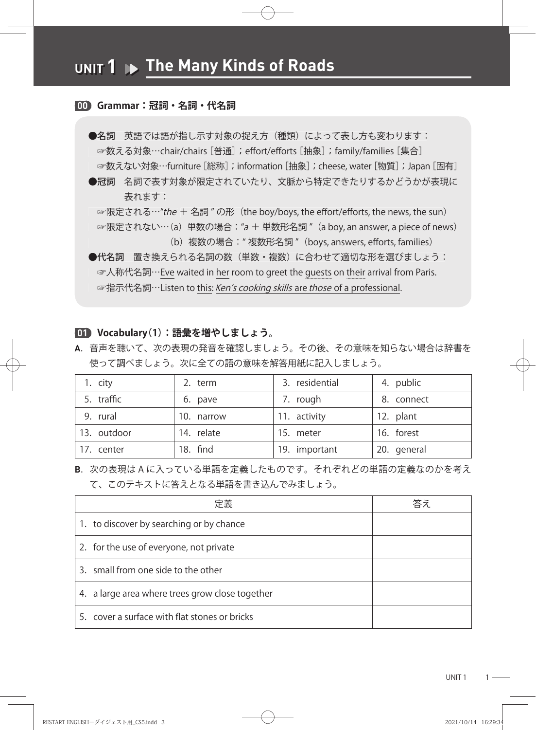# UNIT 1 ▶▶ The Many Kinds of Roads

## 00 Grammar：冠詞・名詞・代名詞

●**名詞**　英語では語が指し示す対象の捉え方（種類）によって表し方も変わります：

☞数える対象…chair/chairs［普通］；effort/efforts［抽象］；family/families［集合］

☞数えない対象…furniture［総称］；information［抽象］；cheese, water［物質］；Japan［固有］

●**冠詞**　名詞で表す対象が限定されていたり、文脈から特定できたりするかどうかが表現に表れます：

☞限定される…"*the* ＋ 名詞 " の形（the boy/boys, the effort/efforts, the news, the sun）

☞限定されない…（a）単数の場合："*a* ＋ 単数形名詞 "（a boy, an answer, a piece of news）

（b）複数の場合：" 複数形名詞 "（boys, answers, efforts, families）

●**代名詞**　置き換えられる名詞の数（単数・複数）に合わせて適切な形を選びましょう：

☞人称代名詞…Eve waited in her room to greet the guests on their arrival from Paris.

☞指示代名詞…Listen to this: *Ken's cooking skills* are *those* of a professional.

## 01 Vocabulary (1)：語彙を増やしましょう。

**A.** 音声を聴いて、次の表現の発音を確認しましょう。その後、その意味を知らない場合は辞書を使って調べましょう。次に全ての語の意味を解答用紙に記入しましょう。

| | | | |
|---|---|---|---|
| 1. city | 2. term | 3. residential | 4. public |
| 5. traffic | 6. pave | 7. rough | 8. connect |
| 9. rural | 10. narrow | 11. activity | 12. plant |
| 13. outdoor | 14. relate | 15. meter | 16. forest |
| 17. center | 18. find | 19. important | 20. general |

**B.** 次の表現は A に入っている単語を定義したものです。それぞれどの単語の定義なのかを考えて、このテキストに答えとなる単語を書き込んでみましょう。

| 定義 | 答え |
|---|---|
| 1. to discover by searching or by chance | |
| 2. for the use of everyone, not private | |
| 3. small from one side to the other | |
| 4. a large area where trees grow close together | |
| 5. cover a surface with flat stones or bricks | |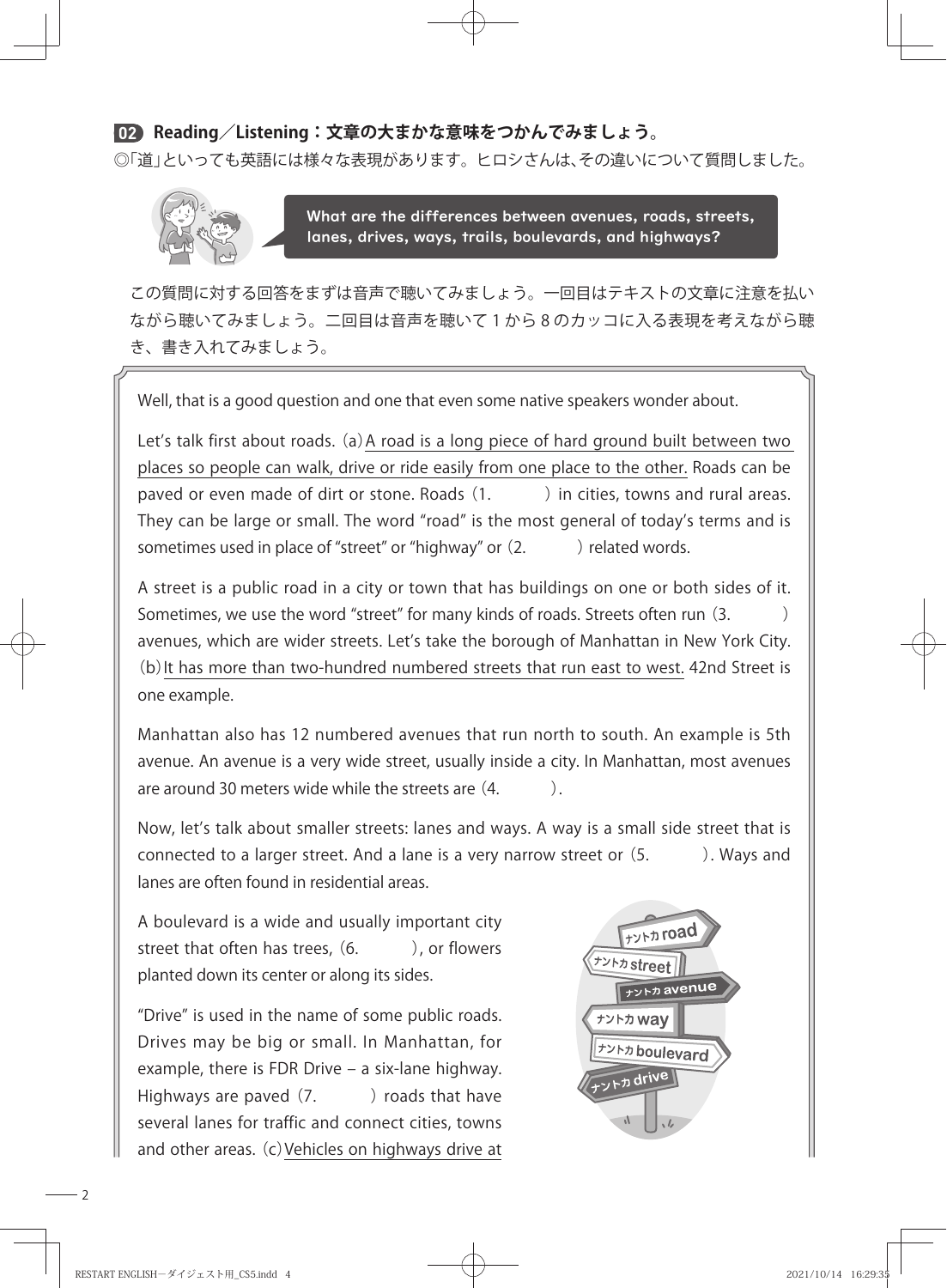## 02 Reading／Listening：文章の大まかな意味をつかんでみましょう。

◎「道」といっても英語には様々な表現があります。ヒロシさんは、その違いについて質問しました。

> What are the differences between avenues, roads, streets, lanes, drives, ways, trails, boulevards, and highways?

この質問に対する回答をまずは音声で聴いてみましょう。一回目はテキストの文章に注意を払いながら聴いてみましょう。二回目は音声を聴いて 1 から 8 のカッコに入る表現を考えながら聴き、書き入れてみましょう。

Well, that is a good question and one that even some native speakers wonder about.

Let's talk first about roads. (a) A road is a long piece of hard ground built between two places so people can walk, drive or ride easily from one place to the other. Roads can be paved or even made of dirt or stone. Roads (1.　　　) in cities, towns and rural areas. They can be large or small. The word "road" is the most general of today's terms and is sometimes used in place of "street" or "highway" or (2.　　　) related words.

A street is a public road in a city or town that has buildings on one or both sides of it. Sometimes, we use the word "street" for many kinds of roads. Streets often run (3.　　　) avenues, which are wider streets. Let's take the borough of Manhattan in New York City. (b) It has more than two-hundred numbered streets that run east to west. 42nd Street is one example.

Manhattan also has 12 numbered avenues that run north to south. An example is 5th avenue. An avenue is a very wide street, usually inside a city. In Manhattan, most avenues are around 30 meters wide while the streets are (4.　　　).

Now, let's talk about smaller streets: lanes and ways. A way is a small side street that is connected to a larger street. And a lane is a very narrow street or (5.　　　). Ways and lanes are often found in residential areas.

A boulevard is a wide and usually important city street that often has trees, (6.　　　), or flowers planted down its center or along its sides.

"Drive" is used in the name of some public roads. Drives may be big or small. In Manhattan, for example, there is FDR Drive – a six-lane highway. Highways are paved (7.　　　) roads that have several lanes for traffic and connect cities, towns and other areas. (c) Vehicles on highways drive at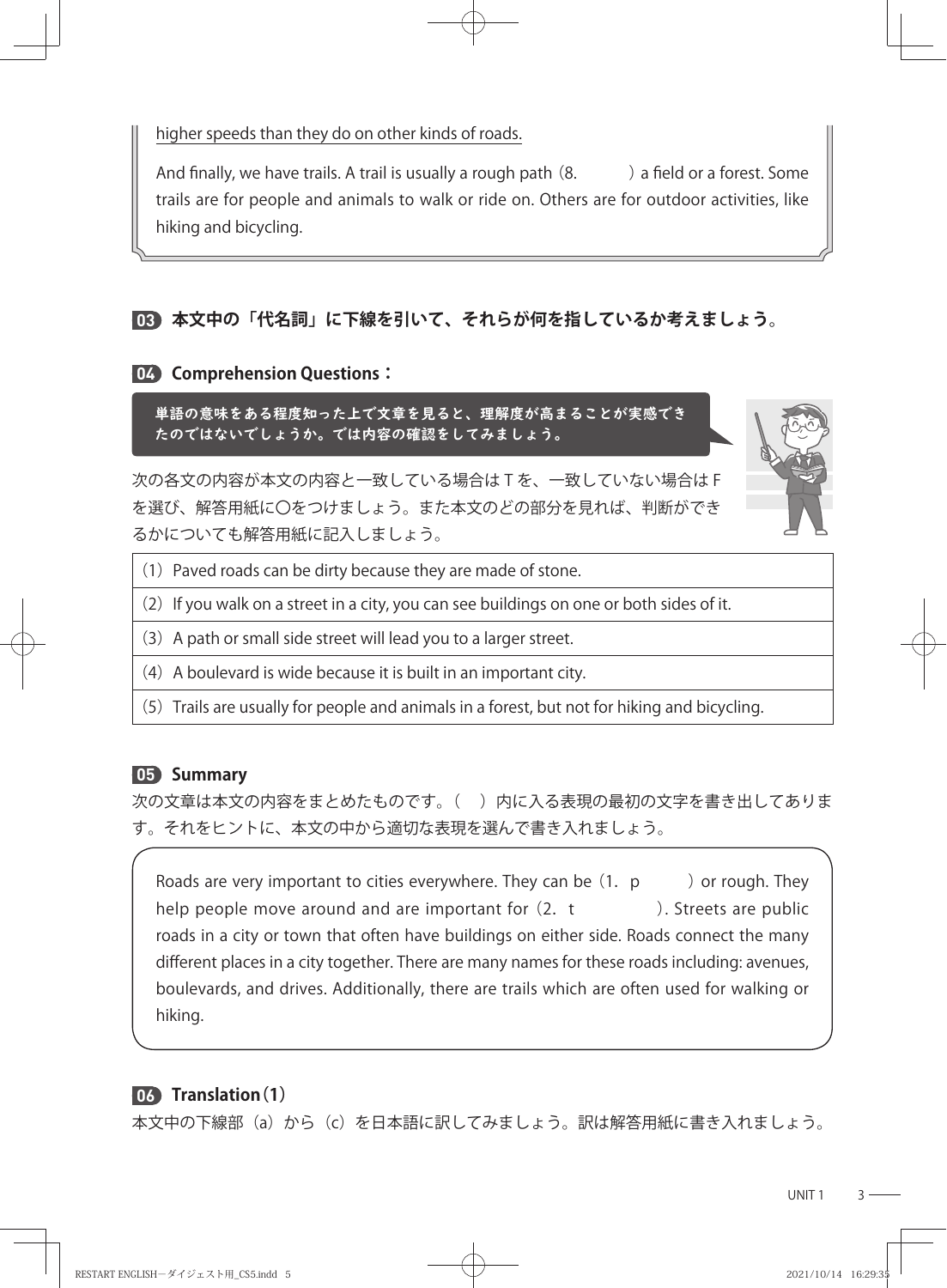higher speeds than they do on other kinds of roads.

And finally, we have trails. A trail is usually a rough path（8.　　　）a field or a forest. Some trails are for people and animals to walk or ride on. Others are for outdoor activities, like hiking and bicycling.

## 03 本文中の「代名詞」に下線を引いて、それらが何を指しているか考えましょう。

## 04 Comprehension Questions：

単語の意味をある程度知った上で文章を見ると、理解度が高まることが実感できたのではないでしょうか。では内容の確認をしてみましょう。

次の各文の内容が本文の内容と一致している場合は T を、一致していない場合は F を選び、解答用紙に○をつけましょう。また本文のどの部分を見れば、判断ができるかについても解答用紙に記入しましょう。

| |
|---|
|（1）Paved roads can be dirty because they are made of stone. |
|（2）If you walk on a street in a city, you can see buildings on one or both sides of it. |
|（3）A path or small side street will lead you to a larger street. |
|（4）A boulevard is wide because it is built in an important city. |
|（5）Trails are usually for people and animals in a forest, but not for hiking and bicycling. |

## 05 Summary

次の文章は本文の内容をまとめたものです。（　）内に入る表現の最初の文字を書き出してあります。それをヒントに、本文の中から適切な表現を選んで書き入れましょう。

Roads are very important to cities everywhere. They can be（1. p　　　）or rough. They help people move around and are important for（2. t　　　　）. Streets are public roads in a city or town that often have buildings on either side. Roads connect the many different places in a city together. There are many names for these roads including: avenues, boulevards, and drives. Additionally, there are trails which are often used for walking or hiking.

## 06 Translation（1）

本文中の下線部（a）から（c）を日本語に訳してみましょう。訳は解答用紙に書き入れましょう。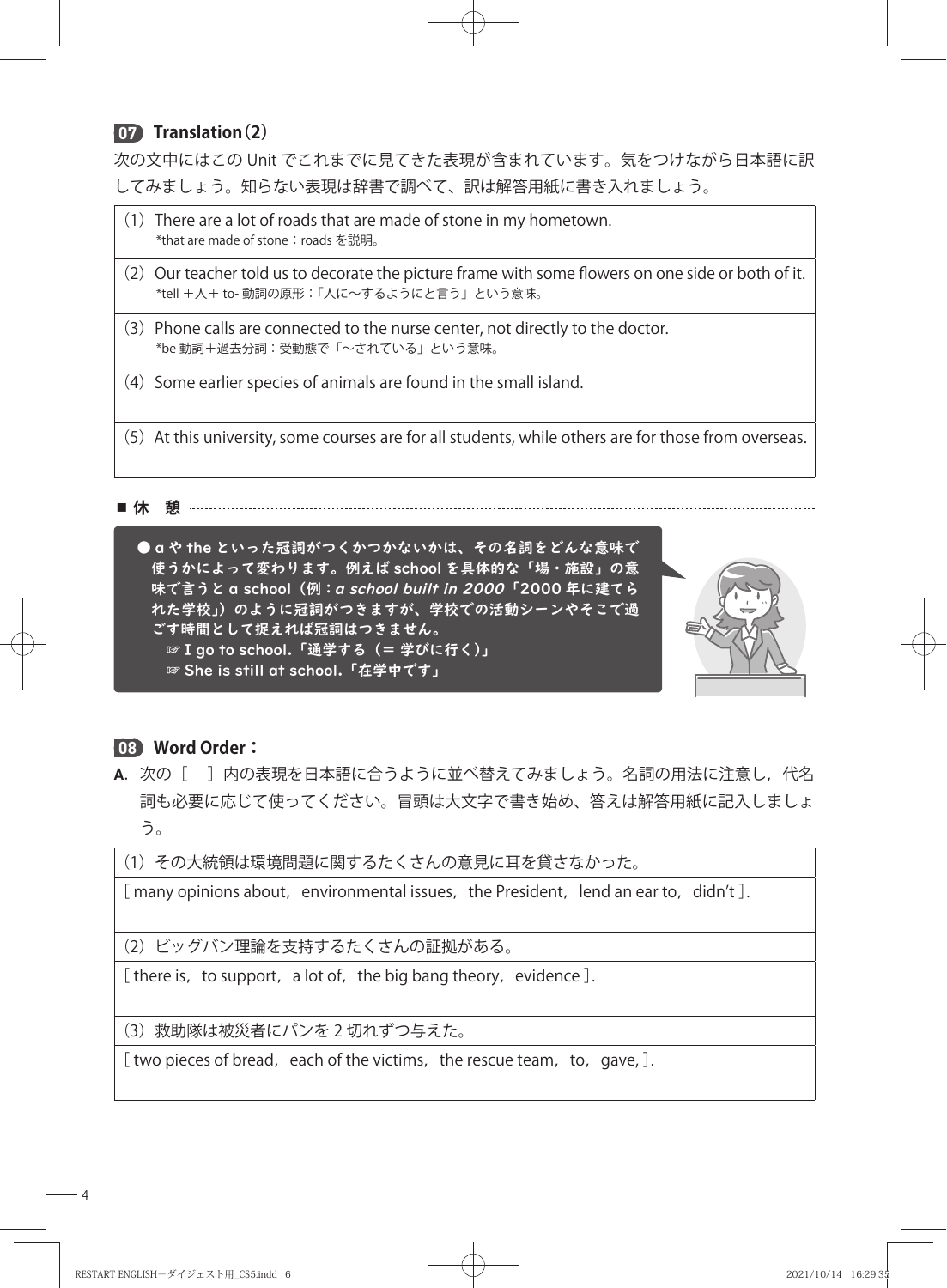## 07 Translation（2）

次の文中にはこの Unit でこれまでに見てきた表現が含まれています。気をつけながら日本語に訳してみましょう。知らない表現は辞書で調べて、訳は解答用紙に書き入れましょう。

（1）There are a lot of roads that are made of stone in my hometown.
*that are made of stone：roads を説明。

（2）Our teacher told us to decorate the picture frame with some flowers on one side or both of it.
*tell ＋人＋ to- 動詞の原形：「人に～するようにと言う」という意味。

（3）Phone calls are connected to the nurse center, not directly to the doctor.
*be 動詞＋過去分詞：受動態で「～されている」という意味。

（4）Some earlier species of animals are found in the small island.

（5）At this university, some courses are for all students, while others are for those from overseas.

■ 休　憩

● a や the といった冠詞がつくかつかないかは、その名詞をどんな意味で使うかによって変わります。例えば school を具体的な「場・施設」の意味で言うと a school（例：*a school built in 2000*「2000 年に建てられた学校」）のように冠詞がつきますが、学校での活動シーンやそこで過ごす時間として捉えれば冠詞はつきません。
☞ I go to school.「通学する（＝ 学びに行く）」
☞ She is still at school.「在学中です」

## 08 Word Order：

**A**. 次の［　］内の表現を日本語に合うように並べ替えてみましょう。名詞の用法に注意し，代名詞も必要に応じて使ってください。冒頭は大文字で書き始め、答えは解答用紙に記入しましょう。

（1）その大統領は環境問題に関するたくさんの意見に耳を貸さなかった。
[ many opinions about, environmental issues, the President, lend an ear to, didn't ].

（2）ビッグバン理論を支持するたくさんの証拠がある。
[ there is, to support, a lot of, the big bang theory, evidence ].

（3）救助隊は被災者にパンを 2 切れずつ与えた。
[ two pieces of bread, each of the victims, the rescue team, to, gave, ].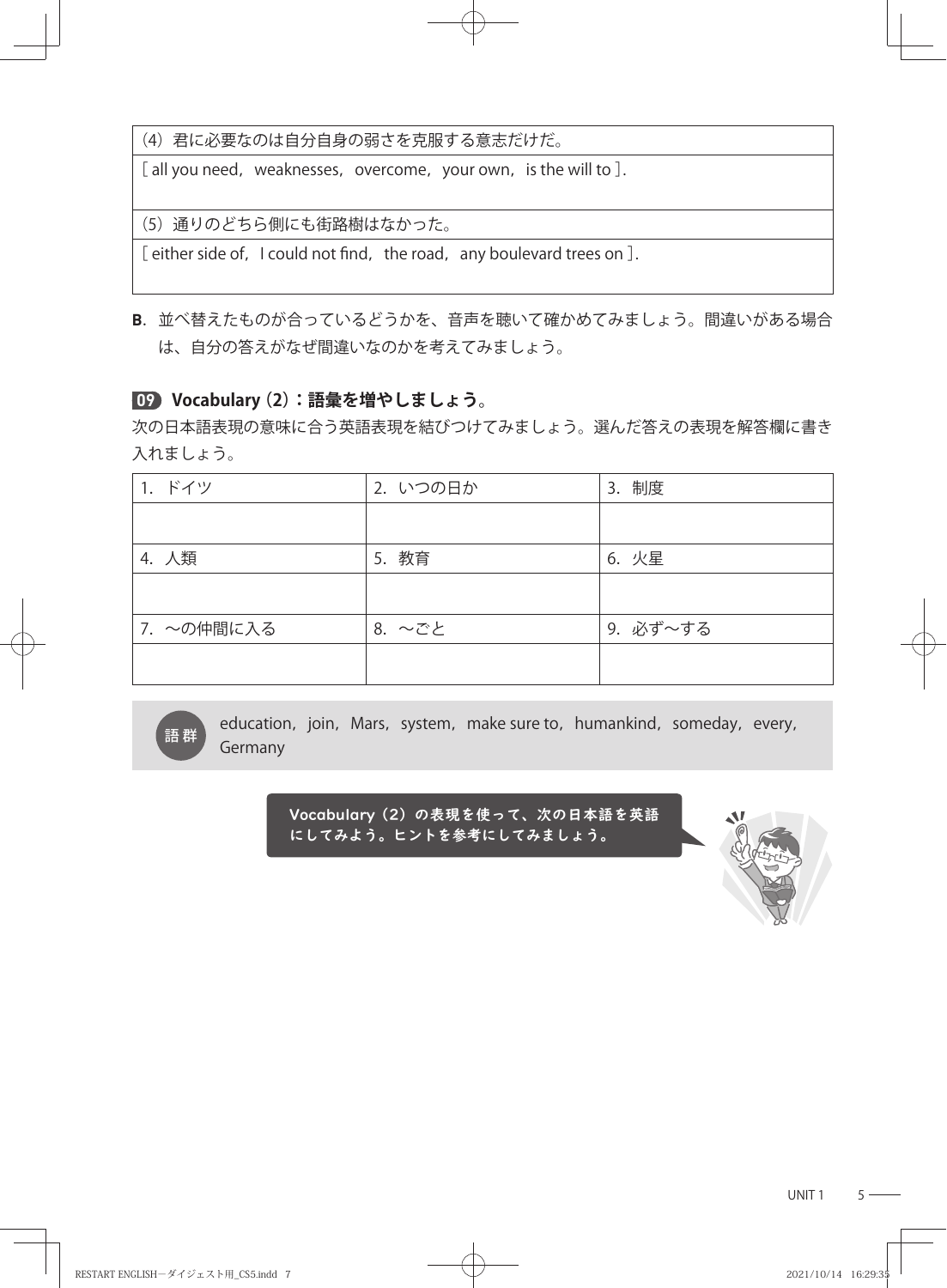| (4) 君に必要なのは自分自身の弱さを克服する意志だけだ。 |
| --- |
| [ all you need, weaknesses, overcome, your own, is the will to ]. |

| (5) 通りのどちら側にも街路樹はなかった。 |
| --- |
| [ either side of, I could not find, the road, any boulevard trees on ]. |

**B**. 並べ替えたものが合っているどうかを、音声を聴いて確かめてみましょう。間違いがある場合は、自分の答えがなぜ間違いなのかを考えてみましょう。

### 09 Vocabulary (2)：語彙を増やしましょう。

次の日本語表現の意味に合う英語表現を結びつけてみましょう。選んだ答えの表現を解答欄に書き入れましょう。

| 1. ドイツ | 2. いつの日か | 3. 制度 |
| --- | --- | --- |
| | | |
| 4. 人類 | 5. 教育 | 6. 火星 |
| | | |
| 7. 〜の仲間に入る | 8. 〜ごと | 9. 必ず〜する |
| | | |

語群: education, join, Mars, system, make sure to, humankind, someday, every, Germany

Vocabulary (2) の表現を使って、次の日本語を英語にしてみよう。ヒントを参考にしてみましょう。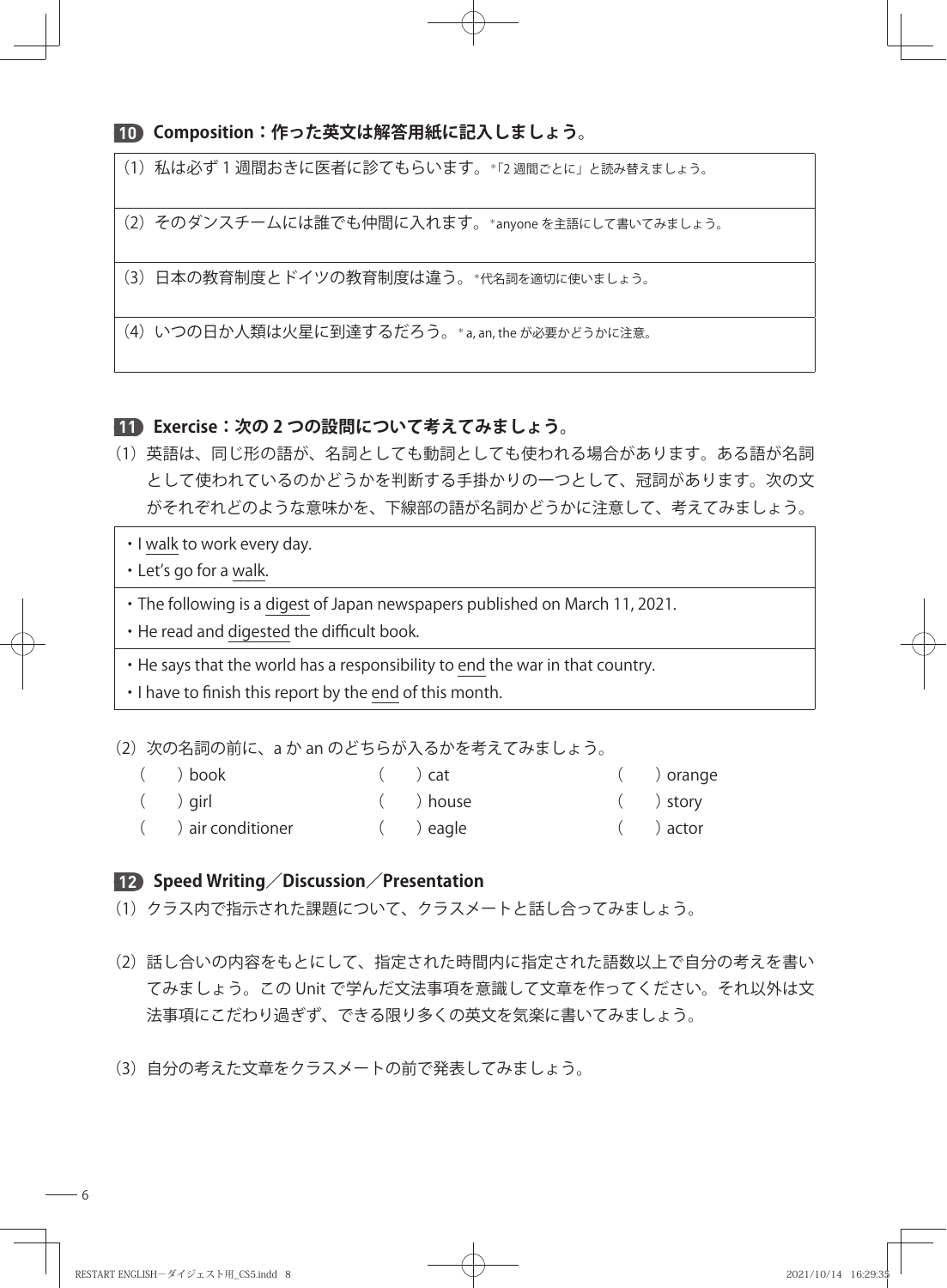## 10 Composition：作った英文は解答用紙に記入しましょう。

| |
|---|
| (1) 私は必ず 1 週間おきに医者に診てもらいます。*「2 週間ごとに」と読み替えましょう。 |
| (2) そのダンスチームには誰でも仲間に入れます。*anyone を主語にして書いてみましょう。 |
| (3) 日本の教育制度とドイツの教育制度は違う。*代名詞を適切に使いましょう。 |
| (4) いつの日か人類は火星に到達するだろう。* a, an, the が必要かどうかに注意。 |

## 11 Exercise：次の 2 つの設問について考えてみましょう。

(1) 英語は、同じ形の語が、名詞としても動詞としても使われる場合があります。ある語が名詞として使われているのかどうかを判断する手掛かりの一つとして、冠詞があります。次の文がそれぞれどのような意味かを、下線部の語が名詞かどうかに注意して、考えてみましょう。

| |
|---|
| ・I <u>walk</u> to work every day.<br>・Let's go for a <u>walk</u>. |
| ・The following is a <u>digest</u> of Japan newspapers published on March 11, 2021.<br>・He read and <u>digested</u> the difficult book. |
| ・He says that the world has a responsibility to <u>end</u> the war in that country.<br>・I have to finish this report by the <u>end</u> of this month. |

(2) 次の名詞の前に、a か an のどちらが入るかを考えてみましょう。

| | | |
|---|---|---|
| (　　) book | (　　) cat | (　　) orange |
| (　　) girl | (　　) house | (　　) story |
| (　　) air conditioner | (　　) eagle | (　　) actor |

## 12 Speed Writing／Discussion／Presentation

(1) クラス内で指示された課題について、クラスメートと話し合ってみましょう。

(2) 話し合いの内容をもとにして、指定された時間内に指定された語数以上で自分の考えを書いてみましょう。この Unit で学んだ文法事項を意識して文章を作ってください。それ以外は文法事項にこだわり過ぎず、できる限り多くの英文を気楽に書いてみましょう。

(3) 自分の考えた文章をクラスメートの前で発表してみましょう。